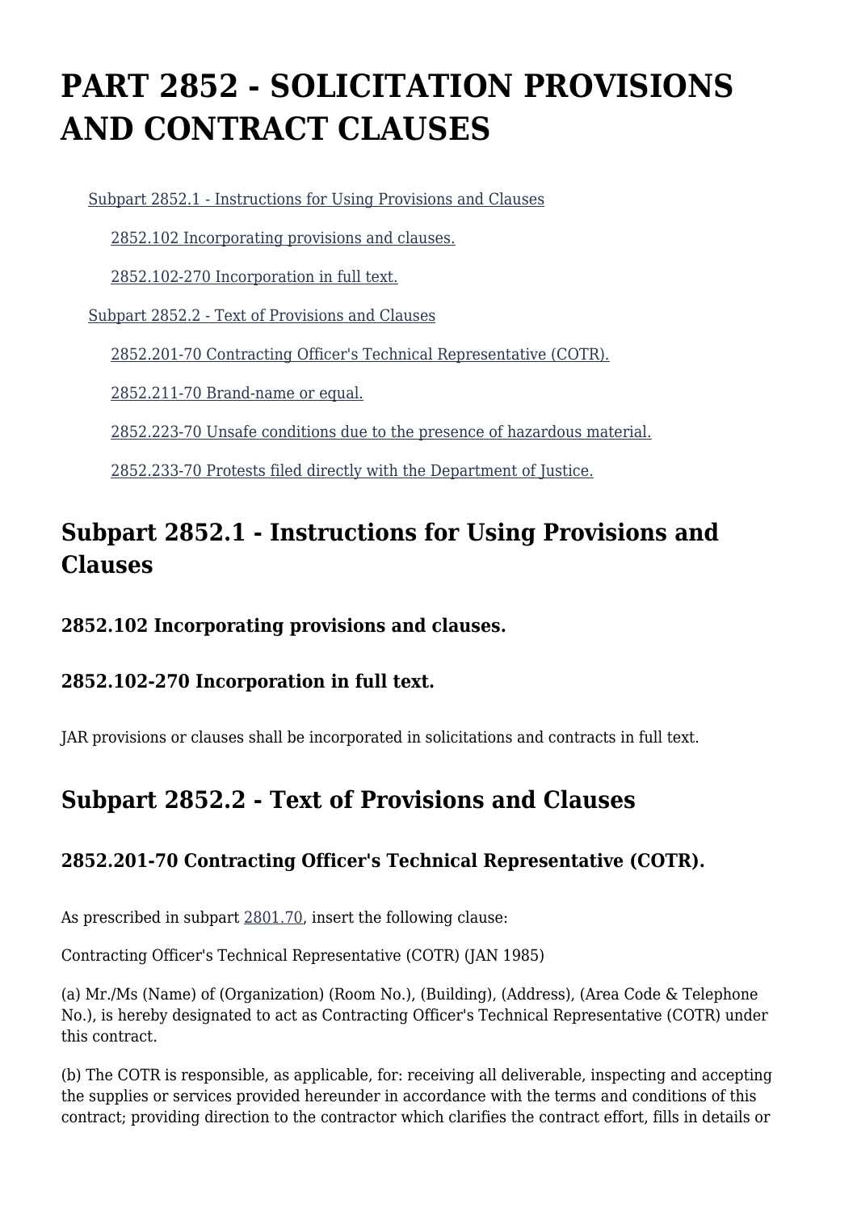# PART 2852 - SOLICITATION PROVISIONS AND CONTRACT CLAUSES

- Subpart 2852.1 - Instructions for Using Provisions and Clauses
  - 2852.102 Incorporating provisions and clauses.
  - 2852.102-270 Incorporation in full text.
- Subpart 2852.2 - Text of Provisions and Clauses
  - 2852.201-70 Contracting Officer's Technical Representative (COTR).
  - 2852.211-70 Brand-name or equal.
  - 2852.223-70 Unsafe conditions due to the presence of hazardous material.
  - 2852.233-70 Protests filed directly with the Department of Justice.

## Subpart 2852.1 - Instructions for Using Provisions and Clauses

### 2852.102 Incorporating provisions and clauses.

### 2852.102-270 Incorporation in full text.

JAR provisions or clauses shall be incorporated in solicitations and contracts in full text.

## Subpart 2852.2 - Text of Provisions and Clauses

### 2852.201-70 Contracting Officer's Technical Representative (COTR).

As prescribed in subpart 2801.70, insert the following clause:

Contracting Officer's Technical Representative (COTR) (JAN 1985)

(a) Mr./Ms (Name) of (Organization) (Room No.), (Building), (Address), (Area Code & Telephone No.), is hereby designated to act as Contracting Officer's Technical Representative (COTR) under this contract.

(b) The COTR is responsible, as applicable, for: receiving all deliverable, inspecting and accepting the supplies or services provided hereunder in accordance with the terms and conditions of this contract; providing direction to the contractor which clarifies the contract effort, fills in details or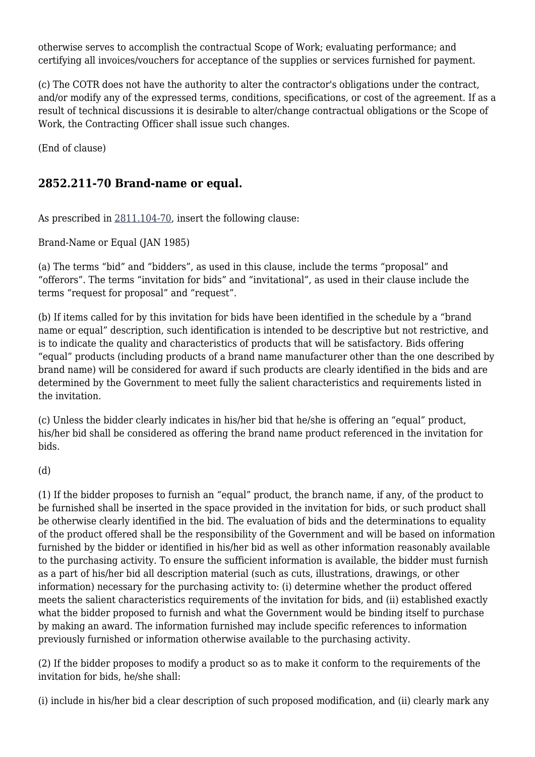otherwise serves to accomplish the contractual Scope of Work; evaluating performance; and certifying all invoices/vouchers for acceptance of the supplies or services furnished for payment.

(c) The COTR does not have the authority to alter the contractor's obligations under the contract, and/or modify any of the expressed terms, conditions, specifications, or cost of the agreement. If as a result of technical discussions it is desirable to alter/change contractual obligations or the Scope of Work, the Contracting Officer shall issue such changes.

(End of clause)

## 2852.211-70 Brand-name or equal.

As prescribed in 2811.104-70, insert the following clause:

Brand-Name or Equal (JAN 1985)

(a) The terms “bid” and “bidders”, as used in this clause, include the terms “proposal” and “offerors”. The terms “invitation for bids” and “invitational”, as used in their clause include the terms “request for proposal” and “request”.

(b) If items called for by this invitation for bids have been identified in the schedule by a “brand name or equal” description, such identification is intended to be descriptive but not restrictive, and is to indicate the quality and characteristics of products that will be satisfactory. Bids offering “equal” products (including products of a brand name manufacturer other than the one described by brand name) will be considered for award if such products are clearly identified in the bids and are determined by the Government to meet fully the salient characteristics and requirements listed in the invitation.

(c) Unless the bidder clearly indicates in his/her bid that he/she is offering an “equal” product, his/her bid shall be considered as offering the brand name product referenced in the invitation for bids.

(d)

(1) If the bidder proposes to furnish an “equal” product, the branch name, if any, of the product to be furnished shall be inserted in the space provided in the invitation for bids, or such product shall be otherwise clearly identified in the bid. The evaluation of bids and the determinations to equality of the product offered shall be the responsibility of the Government and will be based on information furnished by the bidder or identified in his/her bid as well as other information reasonably available to the purchasing activity. To ensure the sufficient information is available, the bidder must furnish as a part of his/her bid all description material (such as cuts, illustrations, drawings, or other information) necessary for the purchasing activity to: (i) determine whether the product offered meets the salient characteristics requirements of the invitation for bids, and (ii) established exactly what the bidder proposed to furnish and what the Government would be binding itself to purchase by making an award. The information furnished may include specific references to information previously furnished or information otherwise available to the purchasing activity.

(2) If the bidder proposes to modify a product so as to make it conform to the requirements of the invitation for bids, he/she shall:

(i) include in his/her bid a clear description of such proposed modification, and (ii) clearly mark any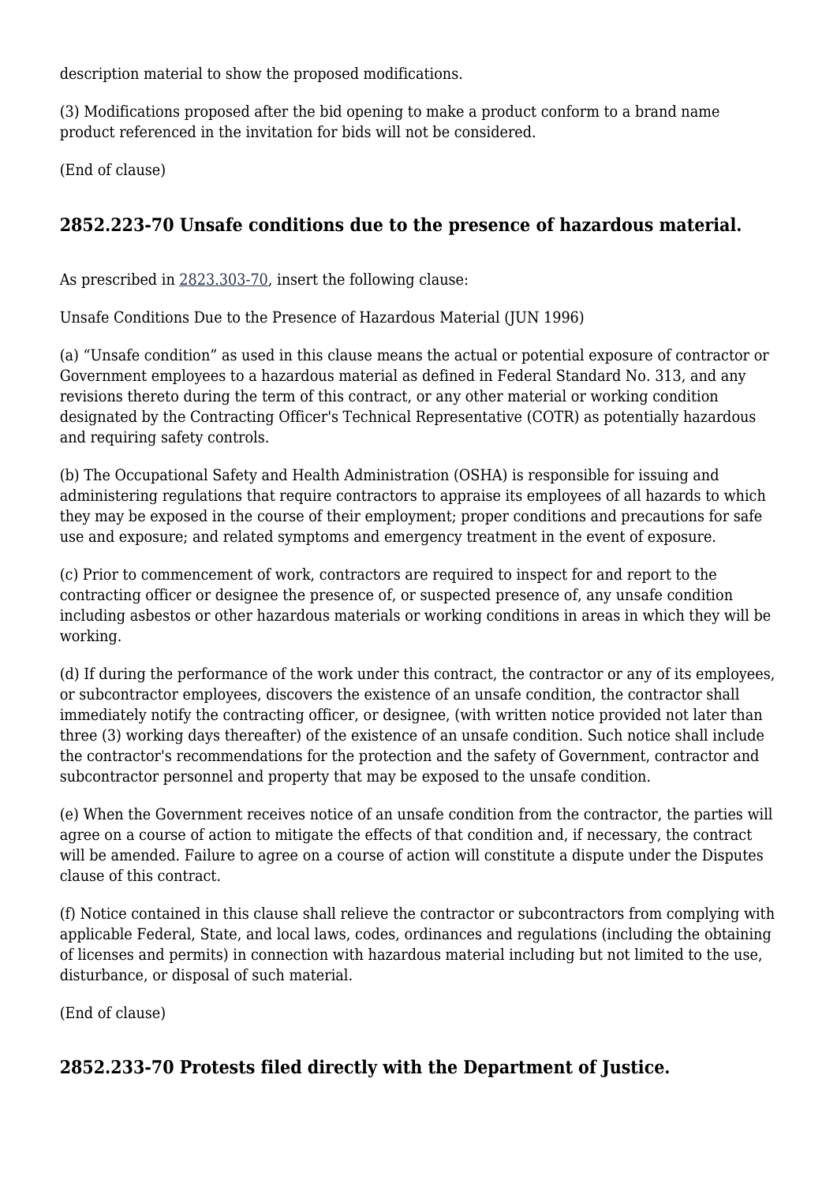description material to show the proposed modifications.

(3) Modifications proposed after the bid opening to make a product conform to a brand name product referenced in the invitation for bids will not be considered.

(End of clause)

## 2852.223-70 Unsafe conditions due to the presence of hazardous material.

As prescribed in 2823.303-70, insert the following clause:

Unsafe Conditions Due to the Presence of Hazardous Material (JUN 1996)

(a) “Unsafe condition” as used in this clause means the actual or potential exposure of contractor or Government employees to a hazardous material as defined in Federal Standard No. 313, and any revisions thereto during the term of this contract, or any other material or working condition designated by the Contracting Officer's Technical Representative (COTR) as potentially hazardous and requiring safety controls.

(b) The Occupational Safety and Health Administration (OSHA) is responsible for issuing and administering regulations that require contractors to appraise its employees of all hazards to which they may be exposed in the course of their employment; proper conditions and precautions for safe use and exposure; and related symptoms and emergency treatment in the event of exposure.

(c) Prior to commencement of work, contractors are required to inspect for and report to the contracting officer or designee the presence of, or suspected presence of, any unsafe condition including asbestos or other hazardous materials or working conditions in areas in which they will be working.

(d) If during the performance of the work under this contract, the contractor or any of its employees, or subcontractor employees, discovers the existence of an unsafe condition, the contractor shall immediately notify the contracting officer, or designee, (with written notice provided not later than three (3) working days thereafter) of the existence of an unsafe condition. Such notice shall include the contractor's recommendations for the protection and the safety of Government, contractor and subcontractor personnel and property that may be exposed to the unsafe condition.

(e) When the Government receives notice of an unsafe condition from the contractor, the parties will agree on a course of action to mitigate the effects of that condition and, if necessary, the contract will be amended. Failure to agree on a course of action will constitute a dispute under the Disputes clause of this contract.

(f) Notice contained in this clause shall relieve the contractor or subcontractors from complying with applicable Federal, State, and local laws, codes, ordinances and regulations (including the obtaining of licenses and permits) in connection with hazardous material including but not limited to the use, disturbance, or disposal of such material.

(End of clause)

## 2852.233-70 Protests filed directly with the Department of Justice.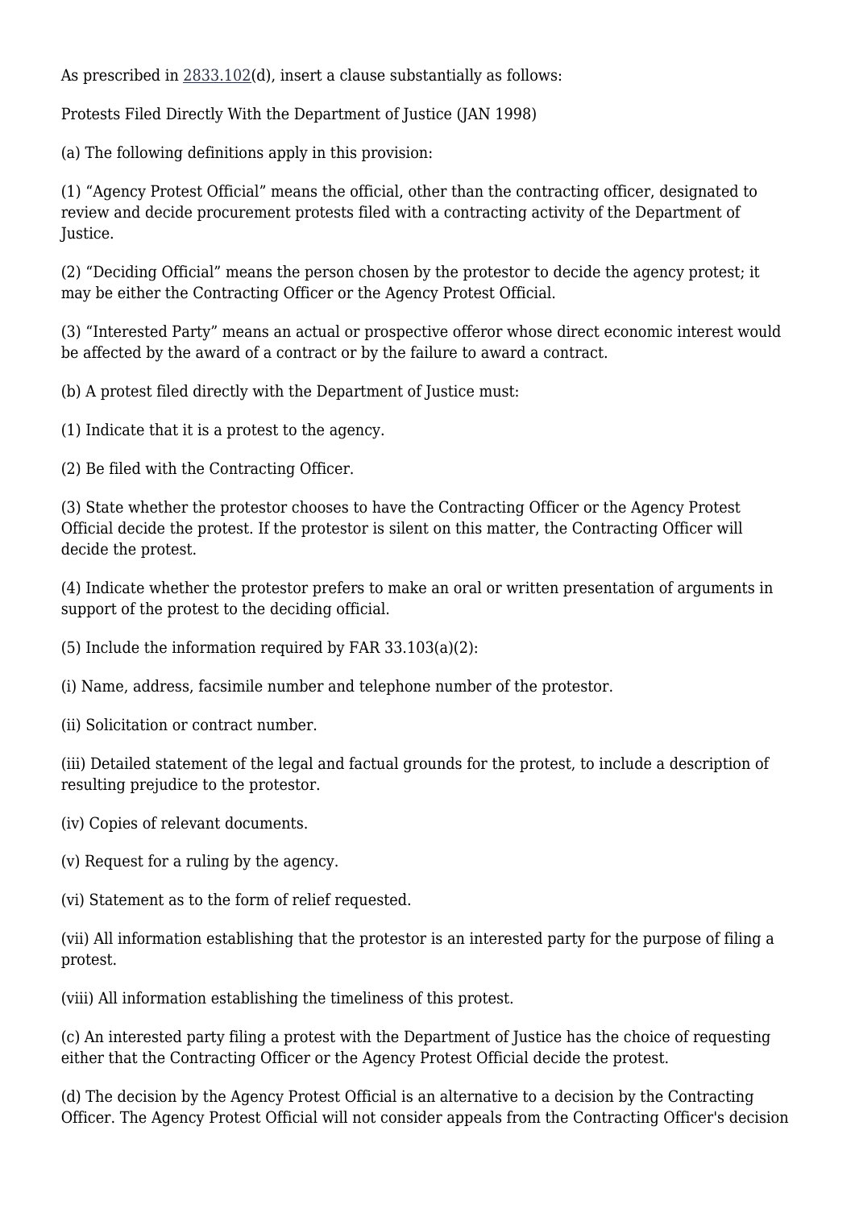As prescribed in 2833.102(d), insert a clause substantially as follows:

Protests Filed Directly With the Department of Justice (JAN 1998)

(a) The following definitions apply in this provision:

(1) “Agency Protest Official” means the official, other than the contracting officer, designated to review and decide procurement protests filed with a contracting activity of the Department of Justice.

(2) “Deciding Official” means the person chosen by the protestor to decide the agency protest; it may be either the Contracting Officer or the Agency Protest Official.

(3) “Interested Party” means an actual or prospective offeror whose direct economic interest would be affected by the award of a contract or by the failure to award a contract.

(b) A protest filed directly with the Department of Justice must:

(1) Indicate that it is a protest to the agency.

(2) Be filed with the Contracting Officer.

(3) State whether the protestor chooses to have the Contracting Officer or the Agency Protest Official decide the protest. If the protestor is silent on this matter, the Contracting Officer will decide the protest.

(4) Indicate whether the protestor prefers to make an oral or written presentation of arguments in support of the protest to the deciding official.

(5) Include the information required by FAR 33.103(a)(2):

(i) Name, address, facsimile number and telephone number of the protestor.

(ii) Solicitation or contract number.

(iii) Detailed statement of the legal and factual grounds for the protest, to include a description of resulting prejudice to the protestor.

(iv) Copies of relevant documents.

(v) Request for a ruling by the agency.

(vi) Statement as to the form of relief requested.

(vii) All information establishing that the protestor is an interested party for the purpose of filing a protest.

(viii) All information establishing the timeliness of this protest.

(c) An interested party filing a protest with the Department of Justice has the choice of requesting either that the Contracting Officer or the Agency Protest Official decide the protest.

(d) The decision by the Agency Protest Official is an alternative to a decision by the Contracting Officer. The Agency Protest Official will not consider appeals from the Contracting Officer's decision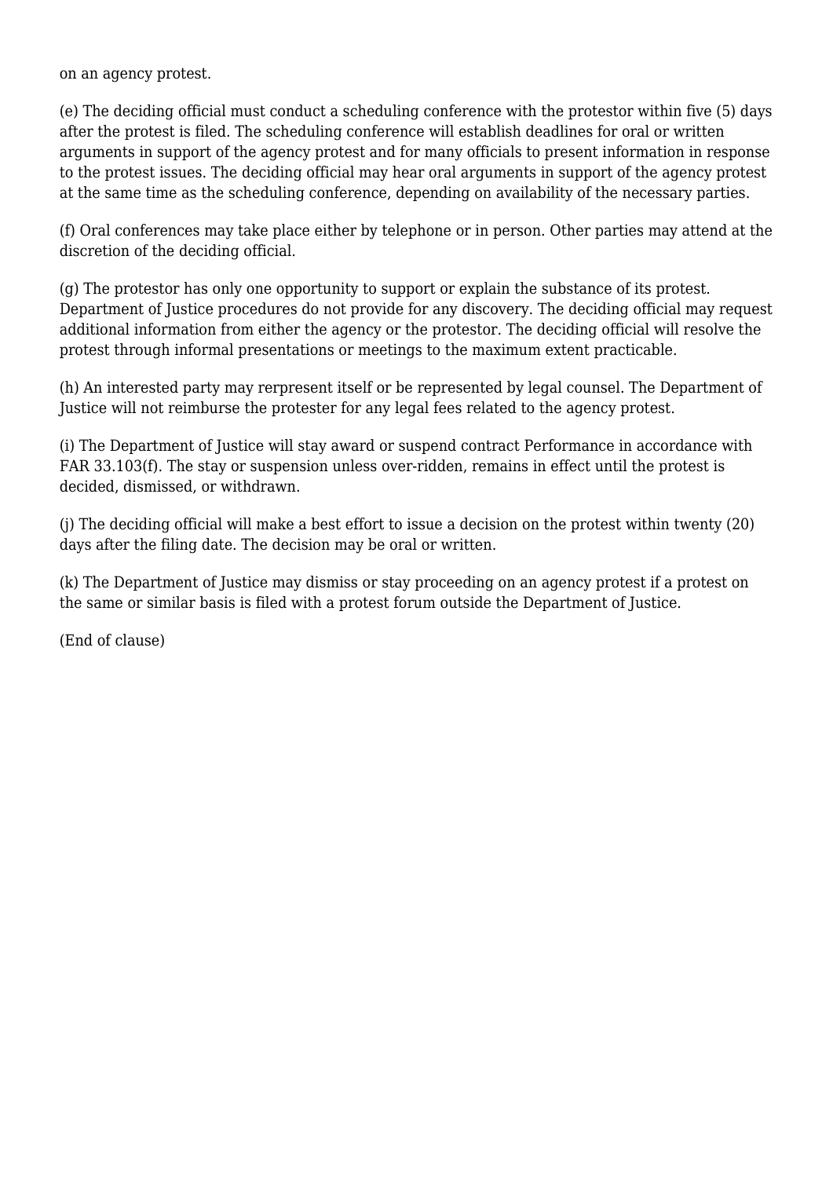on an agency protest.

(e) The deciding official must conduct a scheduling conference with the protestor within five (5) days after the protest is filed. The scheduling conference will establish deadlines for oral or written arguments in support of the agency protest and for many officials to present information in response to the protest issues. The deciding official may hear oral arguments in support of the agency protest at the same time as the scheduling conference, depending on availability of the necessary parties.

(f) Oral conferences may take place either by telephone or in person. Other parties may attend at the discretion of the deciding official.

(g) The protestor has only one opportunity to support or explain the substance of its protest. Department of Justice procedures do not provide for any discovery. The deciding official may request additional information from either the agency or the protestor. The deciding official will resolve the protest through informal presentations or meetings to the maximum extent practicable.

(h) An interested party may rerpresent itself or be represented by legal counsel. The Department of Justice will not reimburse the protester for any legal fees related to the agency protest.

(i) The Department of Justice will stay award or suspend contract Performance in accordance with FAR 33.103(f). The stay or suspension unless over-ridden, remains in effect until the protest is decided, dismissed, or withdrawn.

(j) The deciding official will make a best effort to issue a decision on the protest within twenty (20) days after the filing date. The decision may be oral or written.

(k) The Department of Justice may dismiss or stay proceeding on an agency protest if a protest on the same or similar basis is filed with a protest forum outside the Department of Justice.

(End of clause)